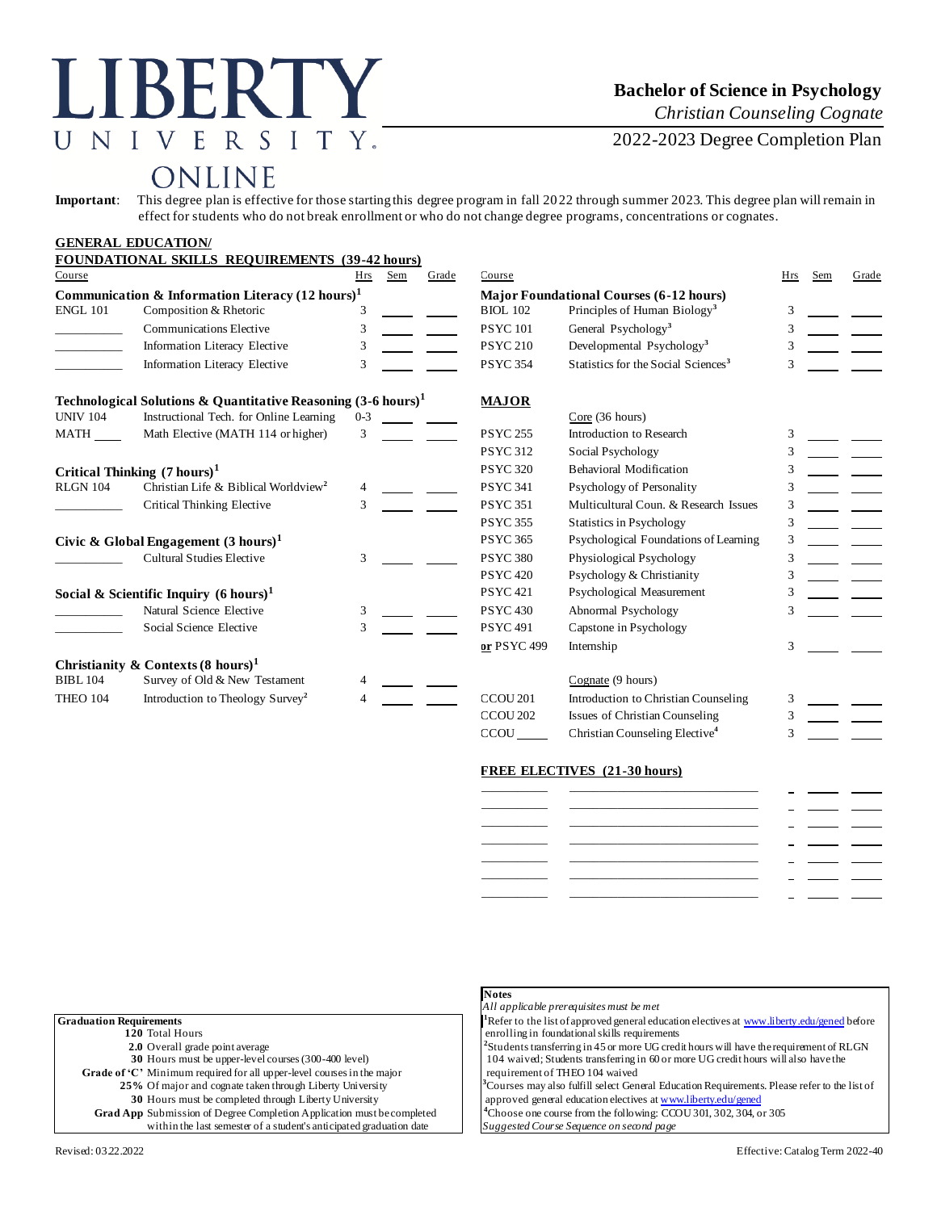# LIBERTY UNIVERSITY ONLINE

## Bachelor of Science in Psychology

*Christian Counseling Cognate*

2022-2023 Degree Completion Plan

**Important**: This degree plan is effective for those starting this degree program in fall 2022 through summer 2023. This degree plan will remain in effect for students who do not break enrollment or who do not change degree programs, concentrations or cognates.

### GENERAL EDUCATION/ FOUNDATIONAL SKILLS REQUIREMENTS (39-42 hours)

| Course | | Hrs | Sem | Grade |
|---|---|---|---|---|
| **Communication & Information Literacy (12 hours)[1]** | | | | |
| ENGL 101 | Composition & Rhetoric | 3 | | |
| ______ | Communications Elective | 3 | | |
| ______ | Information Literacy Elective | 3 | | |
| ______ | Information Literacy Elective | 3 | | |
| **Technological Solutions & Quantitative Reasoning (3-6 hours)[1]** | | | | |
| UNIV 104 | Instructional Tech. for Online Learning | 0-3 | | |
| MATH ____ | Math Elective (MATH 114 or higher) | 3 | | |
| **Critical Thinking (7 hours)[1]** | | | | |
| RLGN 104 | Christian Life & Biblical Worldview[2] | 4 | | |
| ______ | Critical Thinking Elective | 3 | | |
| **Civic & Global Engagement (3 hours)[1]** | | | | |
| ______ | Cultural Studies Elective | 3 | | |
| **Social & Scientific Inquiry (6 hours)[1]** | | | | |
| ______ | Natural Science Elective | 3 | | |
| ______ | Social Science Elective | 3 | | |
| **Christianity & Contexts (8 hours)[1]** | | | | |
| BIBL 104 | Survey of Old & New Testament | 4 | | |
| THEO 104 | Introduction to Theology Survey[2] | 4 | | |

| Course | | Hrs | Sem | Grade |
|---|---|---|---|---|
| **Major Foundational Courses (6-12 hours)** | | | | |
| BIOL 102 | Principles of Human Biology[3] | 3 | | |
| PSYC 101 | General Psychology[3] | 3 | | |
| PSYC 210 | Developmental Psychology[3] | 3 | | |
| PSYC 354 | Statistics for the Social Sciences[3] | 3 | | |

### MAJOR

| Course | | Hrs | Sem | Grade |
|---|---|---|---|---|
| | Core (36 hours) | | | |
| PSYC 255 | Introduction to Research | 3 | | |
| PSYC 312 | Social Psychology | 3 | | |
| PSYC 320 | Behavioral Modification | 3 | | |
| PSYC 341 | Psychology of Personality | 3 | | |
| PSYC 351 | Multicultural Coun. & Research Issues | 3 | | |
| PSYC 355 | Statistics in Psychology | 3 | | |
| PSYC 365 | Psychological Foundations of Learning | 3 | | |
| PSYC 380 | Physiological Psychology | 3 | | |
| PSYC 420 | Psychology & Christianity | 3 | | |
| PSYC 421 | Psychological Measurement | 3 | | |
| PSYC 430 | Abnormal Psychology | 3 | | |
| PSYC 491 | Capstone in Psychology | | | |
| or PSYC 499 | Internship | 3 | | |
| | Cognate (9 hours) | | | |
| CCOU 201 | Introduction to Christian Counseling | 3 | | |
| CCOU 202 | Issues of Christian Counseling | 3 | | |
| CCOU ____ | Christian Counseling Elective[4] | 3 | | |

### FREE ELECTIVES (21-30 hours)

| Course | | Hrs | Sem | Grade |
|---|---|---|---|---|
| | | | | |
| | | | | |
| | | | | |
| | | | | |
| | | | | |
| | | | | |
| | | | | |

**Graduation Requirements**

- **120** Total Hours
- **2.0** Overall grade point average
- **30** Hours must be upper-level courses (300-400 level)
- **Grade of 'C'** Minimum required for all upper-level courses in the major
- **25%** Of major and cognate taken through Liberty University
- **30** Hours must be completed through Liberty University
- **Grad App** Submission of Degree Completion Application must be completed within the last semester of a student's anticipated graduation date

**Notes**

*All applicable prerequisites must be met*

[1] Refer to the list of approved general education electives at www.liberty.edu/gened before enrolling in foundational skills requirements

[2] Students transferring in 45 or more UG credit hours will have the requirement of RLGN 104 waived; Students transferring in 60 or more UG credit hours will also have the requirement of THEO 104 waived

[3] Courses may also fulfill select General Education Requirements. Please refer to the list of approved general education electives at www.liberty.edu/gened

[4] Choose one course from the following: CCOU 301, 302, 304, or 305

*Suggested Course Sequence on second page*

Revised: 03.22.2022

Effective: Catalog Term 2022-40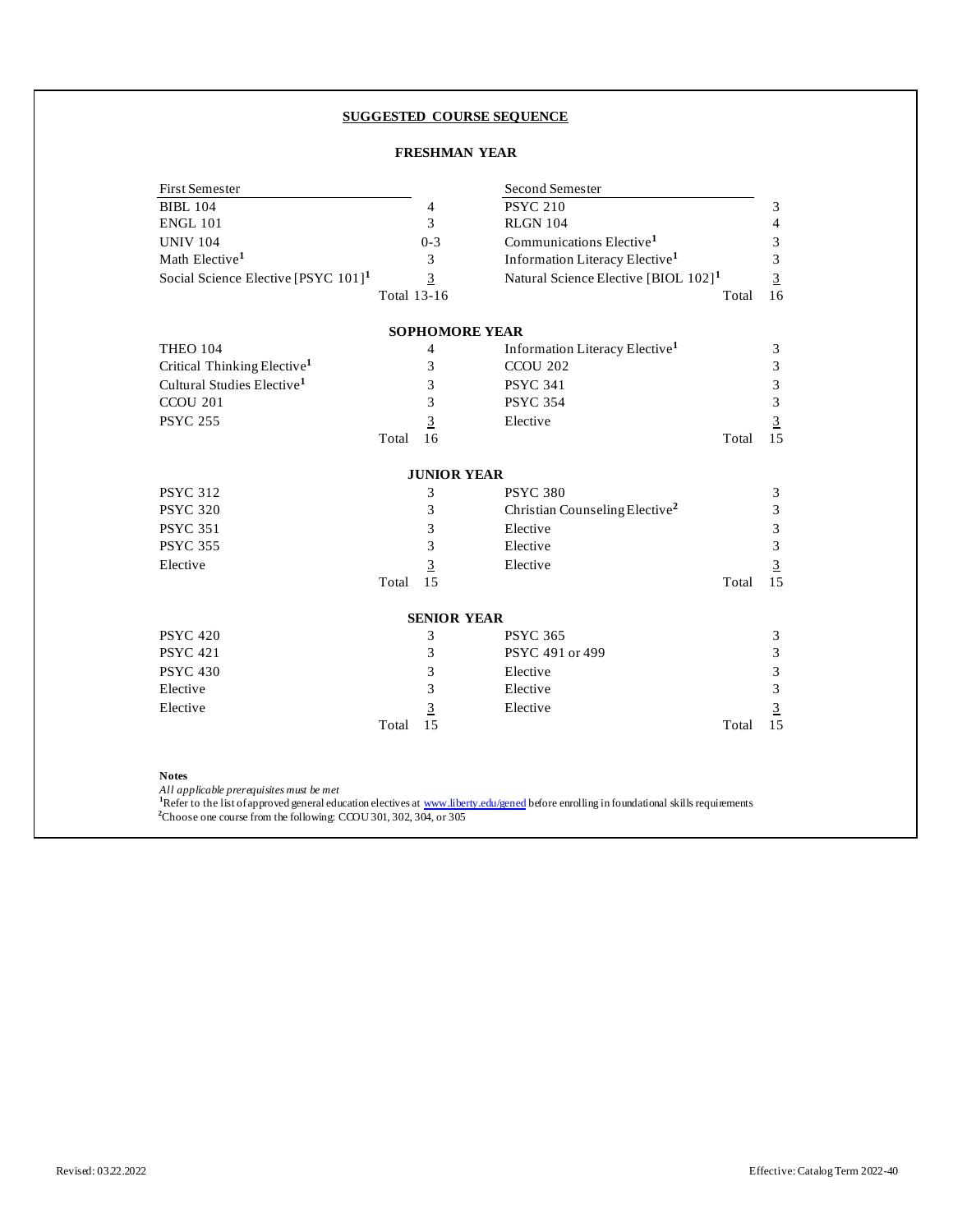## SUGGESTED COURSE SEQUENCE

### FRESHMAN YEAR

| First Semester | | Second Semester | |
|---|---|---|---|
| BIBL 104 | 4 | PSYC 210 | 3 |
| ENGL 101 | 3 | RLGN 104 | 4 |
| UNIV 104 | 0-3 | Communications Elective[1] | 3 |
| Math Elective[1] | 3 | Information Literacy Elective[1] | 3 |
| Social Science Elective [PSYC 101][1] | 3 | Natural Science Elective [BIOL 102][1] | 3 |
| Total | 13-16 | Total | 16 |

### SOPHOMORE YEAR

| | | | |
|---|---|---|---|
| THEO 104 | 4 | Information Literacy Elective[1] | 3 |
| Critical Thinking Elective[1] | 3 | CCOU 202 | 3 |
| Cultural Studies Elective[1] | 3 | PSYC 341 | 3 |
| CCOU 201 | 3 | PSYC 354 | 3 |
| PSYC 255 | 3 | Elective | 3 |
| Total | 16 | Total | 15 |

### JUNIOR YEAR

| | | | |
|---|---|---|---|
| PSYC 312 | 3 | PSYC 380 | 3 |
| PSYC 320 | 3 | Christian Counseling Elective[2] | 3 |
| PSYC 351 | 3 | Elective | 3 |
| PSYC 355 | 3 | Elective | 3 |
| Elective | 3 | Elective | 3 |
| Total | 15 | Total | 15 |

### SENIOR YEAR

| | | | |
|---|---|---|---|
| PSYC 420 | 3 | PSYC 365 | 3 |
| PSYC 421 | 3 | PSYC 491 or 499 | 3 |
| PSYC 430 | 3 | Elective | 3 |
| Elective | 3 | Elective | 3 |
| Elective | 3 | Elective | 3 |
| Total | 15 | Total | 15 |

**Notes**

*All applicable prerequisites must be met*

[1]Refer to the list of approved general education electives at www.liberty.edu/gened before enrolling in foundational skills requirements

[2]Choose one course from the following: CCOU 301, 302, 304, or 305

Revised: 03.22.2022

Effective: Catalog Term 2022-40